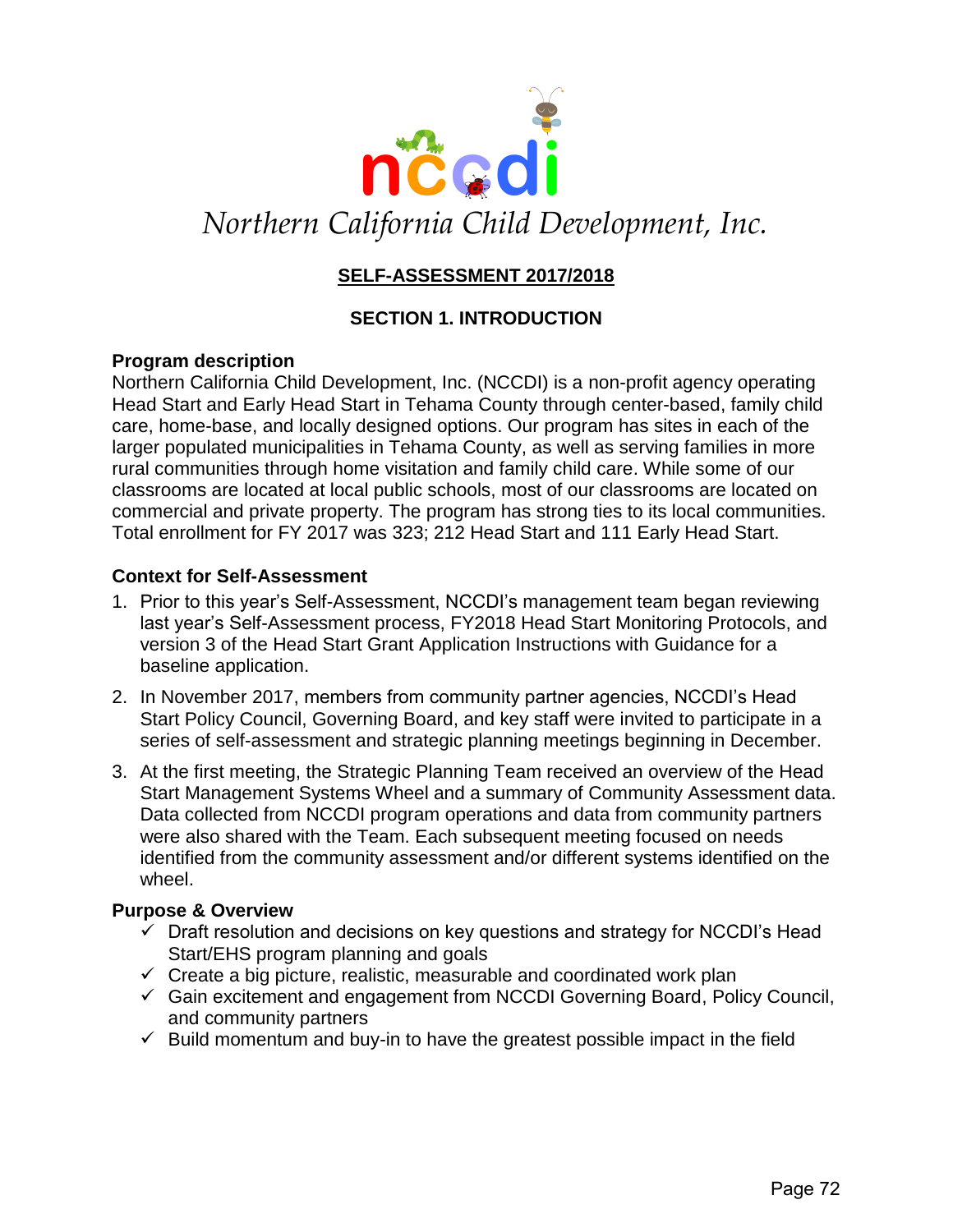# Northern California Child Development, Inc.

## SELF-ASSESSMENT 2017/2018

## SECTION 1. INTRODUCTION

### Program description

Northern California Child Development, Inc. (NCCDI) is a non-profit agency operating Head Start and Early Head Start in Tehama County through center-based, family child care, home-base, and locally designed options. Our program has sites in each of the larger populated municipalities in Tehama County, as well as serving families in more rural communities through home visitation and family child care. While some of our classrooms are located at local public schools, most of our classrooms are located on commercial and private property. The program has strong ties to its local communities. Total enrollment for FY 2017 was 323; 212 Head Start and 111 Early Head Start.

### Context for Self-Assessment

1. Prior to this year's Self-Assessment, NCCDI's management team began reviewing last year's Self-Assessment process, FY2018 Head Start Monitoring Protocols, and version 3 of the Head Start Grant Application Instructions with Guidance for a baseline application.
2. In November 2017, members from community partner agencies, NCCDI's Head Start Policy Council, Governing Board, and key staff were invited to participate in a series of self-assessment and strategic planning meetings beginning in December.
3. At the first meeting, the Strategic Planning Team received an overview of the Head Start Management Systems Wheel and a summary of Community Assessment data. Data collected from NCCDI program operations and data from community partners were also shared with the Team. Each subsequent meeting focused on needs identified from the community assessment and/or different systems identified on the wheel.

### Purpose & Overview

- ✓ Draft resolution and decisions on key questions and strategy for NCCDI's Head Start/EHS program planning and goals
- ✓ Create a big picture, realistic, measurable and coordinated work plan
- ✓ Gain excitement and engagement from NCCDI Governing Board, Policy Council, and community partners
- ✓ Build momentum and buy-in to have the greatest possible impact in the field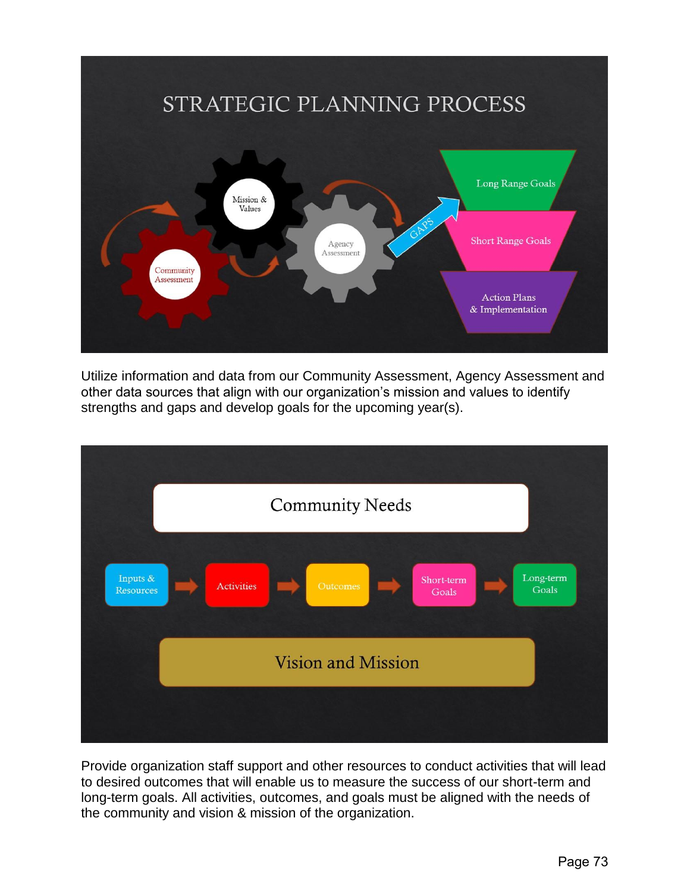# STRATEGIC PLANNING PROCESS

Mission & Values

Community Assessment

Agency Assessment

GAPS

Long Range Goals

Short Range Goals

Action Plans & Implementation

Utilize information and data from our Community Assessment, Agency Assessment and other data sources that align with our organization's mission and values to identify strengths and gaps and develop goals for the upcoming year(s).

Community Needs

Inputs & Resources → Activities → Outcomes → Short-term Goals → Long-term Goals

Vision and Mission

Provide organization staff support and other resources to conduct activities that will lead to desired outcomes that will enable us to measure the success of our short-term and long-term goals. All activities, outcomes, and goals must be aligned with the needs of the community and vision & mission of the organization.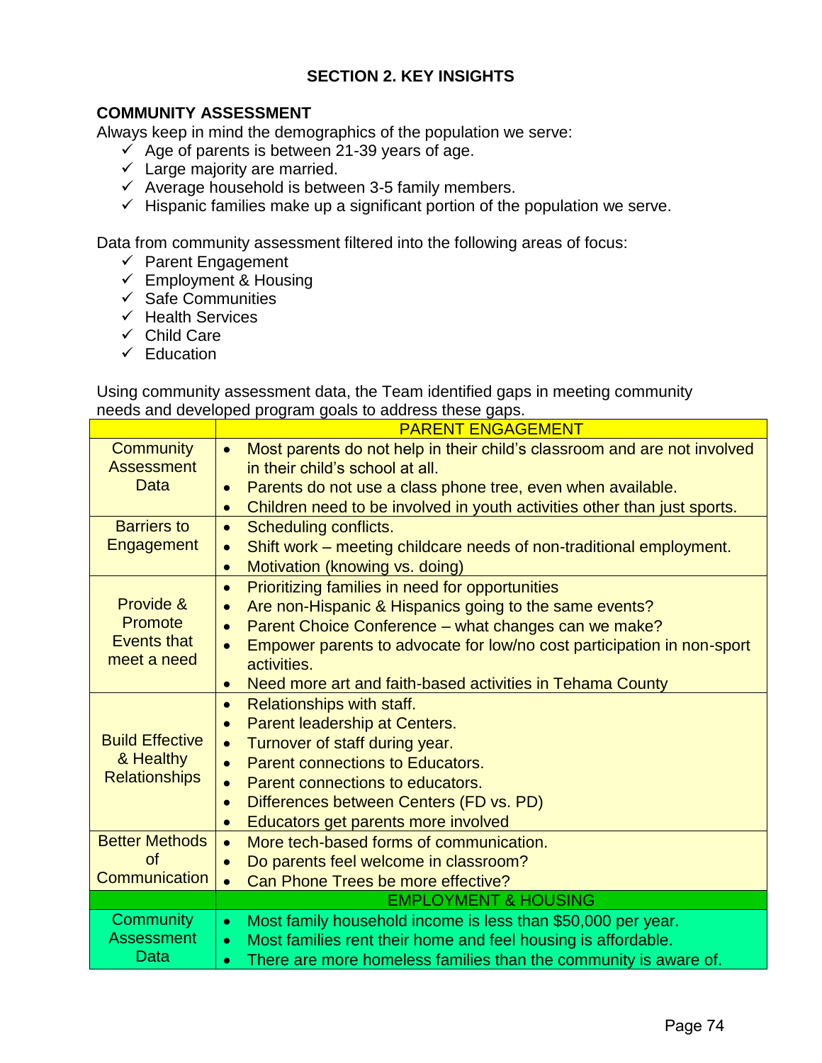## SECTION 2. KEY INSIGHTS

### COMMUNITY ASSESSMENT

Always keep in mind the demographics of the population we serve:

- ✓ Age of parents is between 21-39 years of age.
- ✓ Large majority are married.
- ✓ Average household is between 3-5 family members.
- ✓ Hispanic families make up a significant portion of the population we serve.

Data from community assessment filtered into the following areas of focus:

- ✓ Parent Engagement
- ✓ Employment & Housing
- ✓ Safe Communities
- ✓ Health Services
- ✓ Child Care
- ✓ Education

Using community assessment data, the Team identified gaps in meeting community needs and developed program goals to address these gaps.

| | PARENT ENGAGEMENT |
|---|---|
| Community Assessment Data | • Most parents do not help in their child's classroom and are not involved in their child's school at all.<br>• Parents do not use a class phone tree, even when available.<br>• Children need to be involved in youth activities other than just sports. |
| Barriers to Engagement | • Scheduling conflicts.<br>• Shift work – meeting childcare needs of non-traditional employment.<br>• Motivation (knowing vs. doing) |
| Provide & Promote Events that meet a need | • Prioritizing families in need for opportunities<br>• Are non-Hispanic & Hispanics going to the same events?<br>• Parent Choice Conference – what changes can we make?<br>• Empower parents to advocate for low/no cost participation in non-sport activities.<br>• Need more art and faith-based activities in Tehama County |
| Build Effective & Healthy Relationships | • Relationships with staff.<br>• Parent leadership at Centers.<br>• Turnover of staff during year.<br>• Parent connections to Educators.<br>• Parent connections to educators.<br>• Differences between Centers (FD vs. PD)<br>• Educators get parents more involved |
| Better Methods of Communication | • More tech-based forms of communication.<br>• Do parents feel welcome in classroom?<br>• Can Phone Trees be more effective? |
| | **EMPLOYMENT & HOUSING** |
| Community Assessment Data | • Most family household income is less than $50,000 per year.<br>• Most families rent their home and feel housing is affordable.<br>• There are more homeless families than the community is aware of. |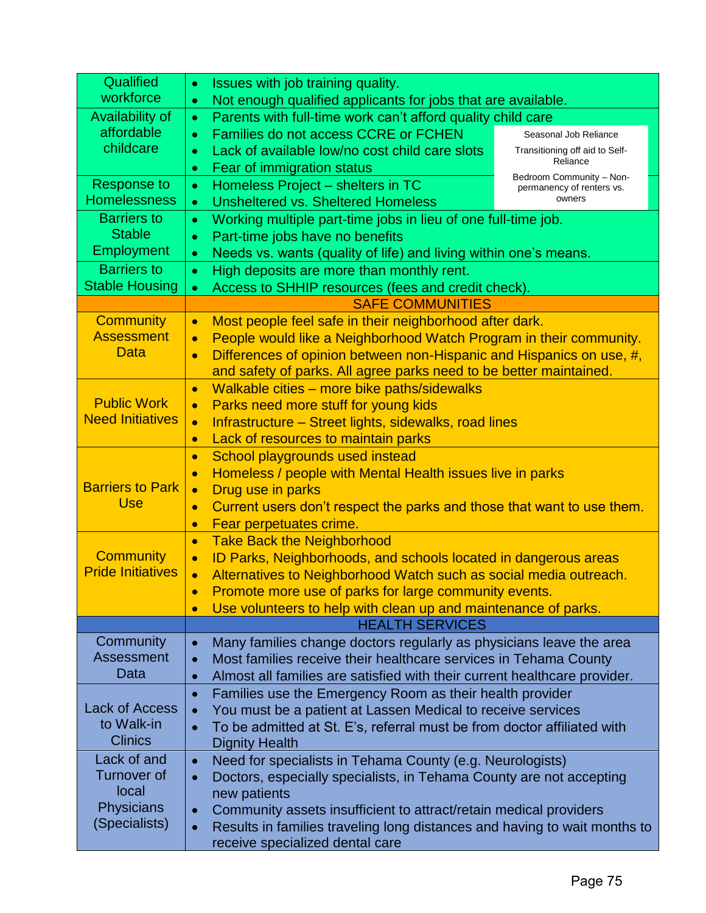| | |
|---|---|
| Qualified workforce | • Issues with job training quality.<br>• Not enough qualified applicants for jobs that are available. |
| Availability of affordable childcare | • Parents with full-time work can't afford quality child care<br>• Families do not access CCRE or FCHEN<br>• Lack of available low/no cost child care slots<br>• Fear of immigration status |
| Response to Homelessness | • Homeless Project – shelters in TC<br>• Unsheltered vs. Sheltered Homeless |
| Barriers to Stable Employment | • Working multiple part-time jobs in lieu of one full-time job.<br>• Part-time jobs have no benefits<br>• Needs vs. wants (quality of life) and living within one's means. |
| Barriers to Stable Housing | • High deposits are more than monthly rent.<br>• Access to SHHIP resources (fees and credit check). |
| | **SAFE COMMUNITIES** |
| Community Assessment Data | • Most people feel safe in their neighborhood after dark.<br>• People would like a Neighborhood Watch Program in their community.<br>• Differences of opinion between non-Hispanic and Hispanics on use, #, and safety of parks. All agree parks need to be better maintained. |
| Public Work Need Initiatives | • Walkable cities – more bike paths/sidewalks<br>• Parks need more stuff for young kids<br>• Infrastructure – Street lights, sidewalks, road lines<br>• Lack of resources to maintain parks |
| Barriers to Park Use | • School playgrounds used instead<br>• Homeless / people with Mental Health issues live in parks<br>• Drug use in parks<br>• Current users don't respect the parks and those that want to use them.<br>• Fear perpetuates crime. |
| Community Pride Initiatives | • Take Back the Neighborhood<br>• ID Parks, Neighborhoods, and schools located in dangerous areas<br>• Alternatives to Neighborhood Watch such as social media outreach.<br>• Promote more use of parks for large community events.<br>• Use volunteers to help with clean up and maintenance of parks. |
| | **HEALTH SERVICES** |
| Community Assessment Data | • Many families change doctors regularly as physicians leave the area<br>• Most families receive their healthcare services in Tehama County<br>• Almost all families are satisfied with their current healthcare provider. |
| Lack of Access to Walk-in Clinics | • Families use the Emergency Room as their health provider<br>• You must be a patient at Lassen Medical to receive services<br>• To be admitted at St. E's, referral must be from doctor affiliated with Dignity Health |
| Lack of and Turnover of local Physicians (Specialists) | • Need for specialists in Tehama County (e.g. Neurologists)<br>• Doctors, especially specialists, in Tehama County are not accepting new patients<br>• Community assets insufficient to attract/retain medical providers<br>• Results in families traveling long distances and having to wait months to receive specialized dental care |

Seasonal Job Reliance

Transitioning off aid to Self-Reliance

Bedroom Community – Non-permanency of renters vs. owners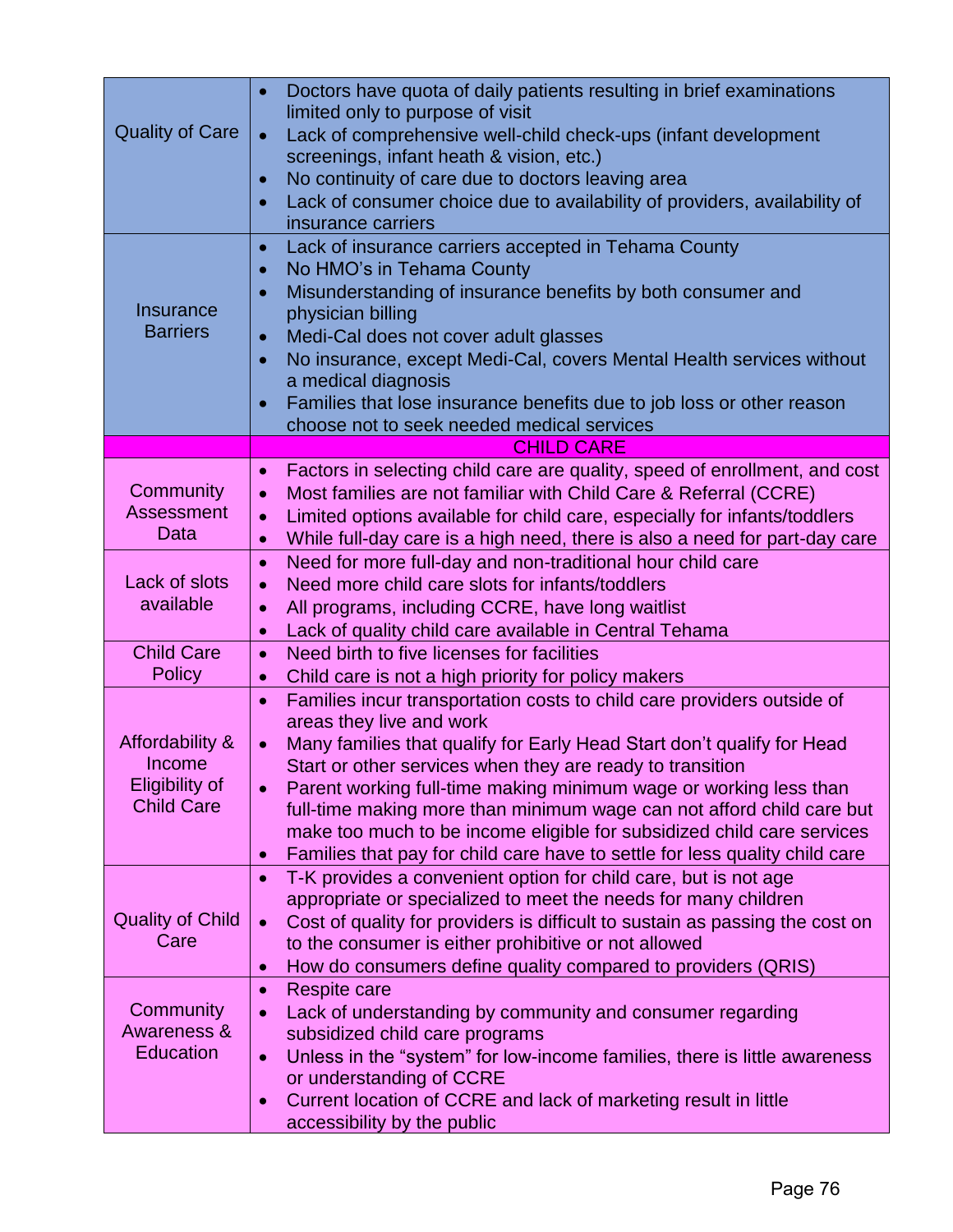| | |
|---|---|
| Quality of Care | • Doctors have quota of daily patients resulting in brief examinations limited only to purpose of visit<br>• Lack of comprehensive well-child check-ups (infant development screenings, infant heath & vision, etc.)<br>• No continuity of care due to doctors leaving area<br>• Lack of consumer choice due to availability of providers, availability of insurance carriers |
| Insurance Barriers | • Lack of insurance carriers accepted in Tehama County<br>• No HMO's in Tehama County<br>• Misunderstanding of insurance benefits by both consumer and physician billing<br>• Medi-Cal does not cover adult glasses<br>• No insurance, except Medi-Cal, covers Mental Health services without a medical diagnosis<br>• Families that lose insurance benefits due to job loss or other reason choose not to seek needed medical services |
| | **CHILD CARE** |
| Community Assessment Data | • Factors in selecting child care are quality, speed of enrollment, and cost<br>• Most families are not familiar with Child Care & Referral (CCRE)<br>• Limited options available for child care, especially for infants/toddlers<br>• While full-day care is a high need, there is also a need for part-day care |
| Lack of slots available | • Need for more full-day and non-traditional hour child care<br>• Need more child care slots for infants/toddlers<br>• All programs, including CCRE, have long waitlist<br>• Lack of quality child care available in Central Tehama |
| Child Care Policy | • Need birth to five licenses for facilities<br>• Child care is not a high priority for policy makers |
| Affordability & Income Eligibility of Child Care | • Families incur transportation costs to child care providers outside of areas they live and work<br>• Many families that qualify for Early Head Start don't qualify for Head Start or other services when they are ready to transition<br>• Parent working full-time making minimum wage or working less than full-time making more than minimum wage can not afford child care but make too much to be income eligible for subsidized child care services<br>• Families that pay for child care have to settle for less quality child care |
| Quality of Child Care | • T-K provides a convenient option for child care, but is not age appropriate or specialized to meet the needs for many children<br>• Cost of quality for providers is difficult to sustain as passing the cost on to the consumer is either prohibitive or not allowed<br>• How do consumers define quality compared to providers (QRIS) |
| Community Awareness & Education | • Respite care<br>• Lack of understanding by community and consumer regarding subsidized child care programs<br>• Unless in the "system" for low-income families, there is little awareness or understanding of CCRE<br>• Current location of CCRE and lack of marketing result in little accessibility by the public |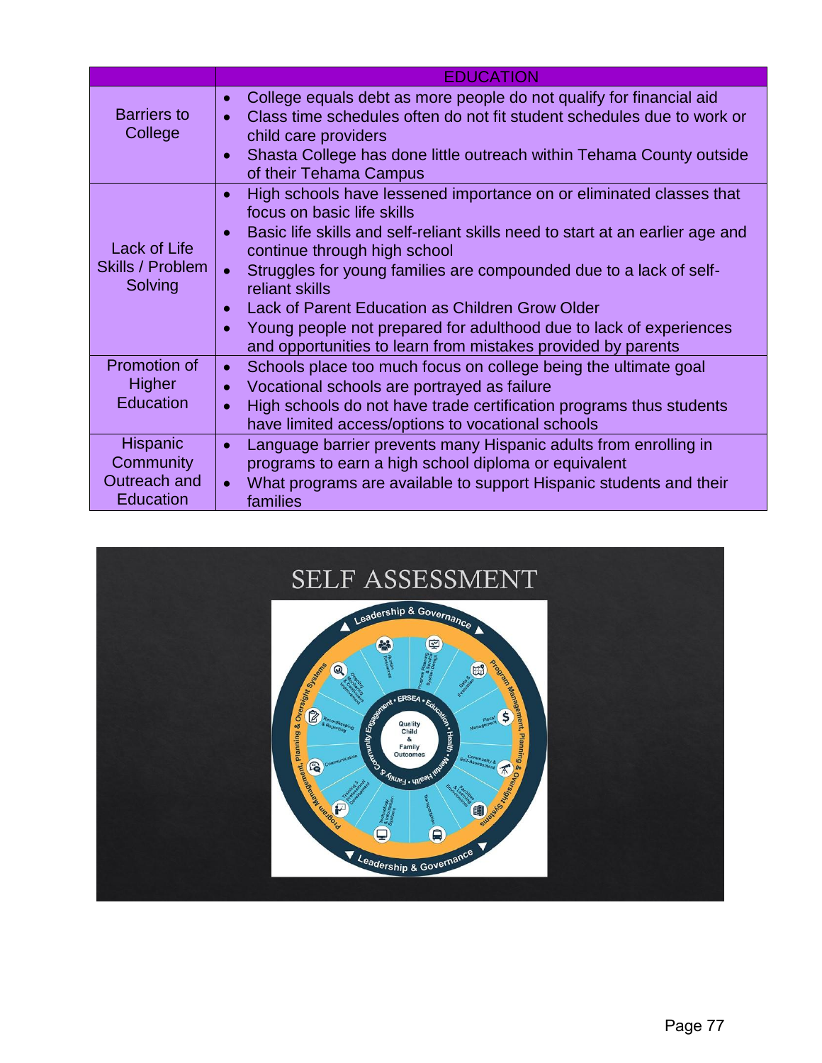| | EDUCATION |
|---|---|
| Barriers to College | • College equals debt as more people do not qualify for financial aid<br>• Class time schedules often do not fit student schedules due to work or child care providers<br>• Shasta College has done little outreach within Tehama County outside of their Tehama Campus |
| Lack of Life Skills / Problem Solving | • High schools have lessened importance on or eliminated classes that focus on basic life skills<br>• Basic life skills and self-reliant skills need to start at an earlier age and continue through high school<br>• Struggles for young families are compounded due to a lack of self-reliant skills<br>• Lack of Parent Education as Children Grow Older<br>• Young people not prepared for adulthood due to lack of experiences and opportunities to learn from mistakes provided by parents |
| Promotion of Higher Education | • Schools place too much focus on college being the ultimate goal<br>• Vocational schools are portrayed as failure<br>• High schools do not have trade certification programs thus students have limited access/options to vocational schools |
| Hispanic Community Outreach and Education | • Language barrier prevents many Hispanic adults from enrolling in programs to earn a high school diploma or equivalent<br>• What programs are available to support Hispanic students and their families |

SELF ASSESSMENT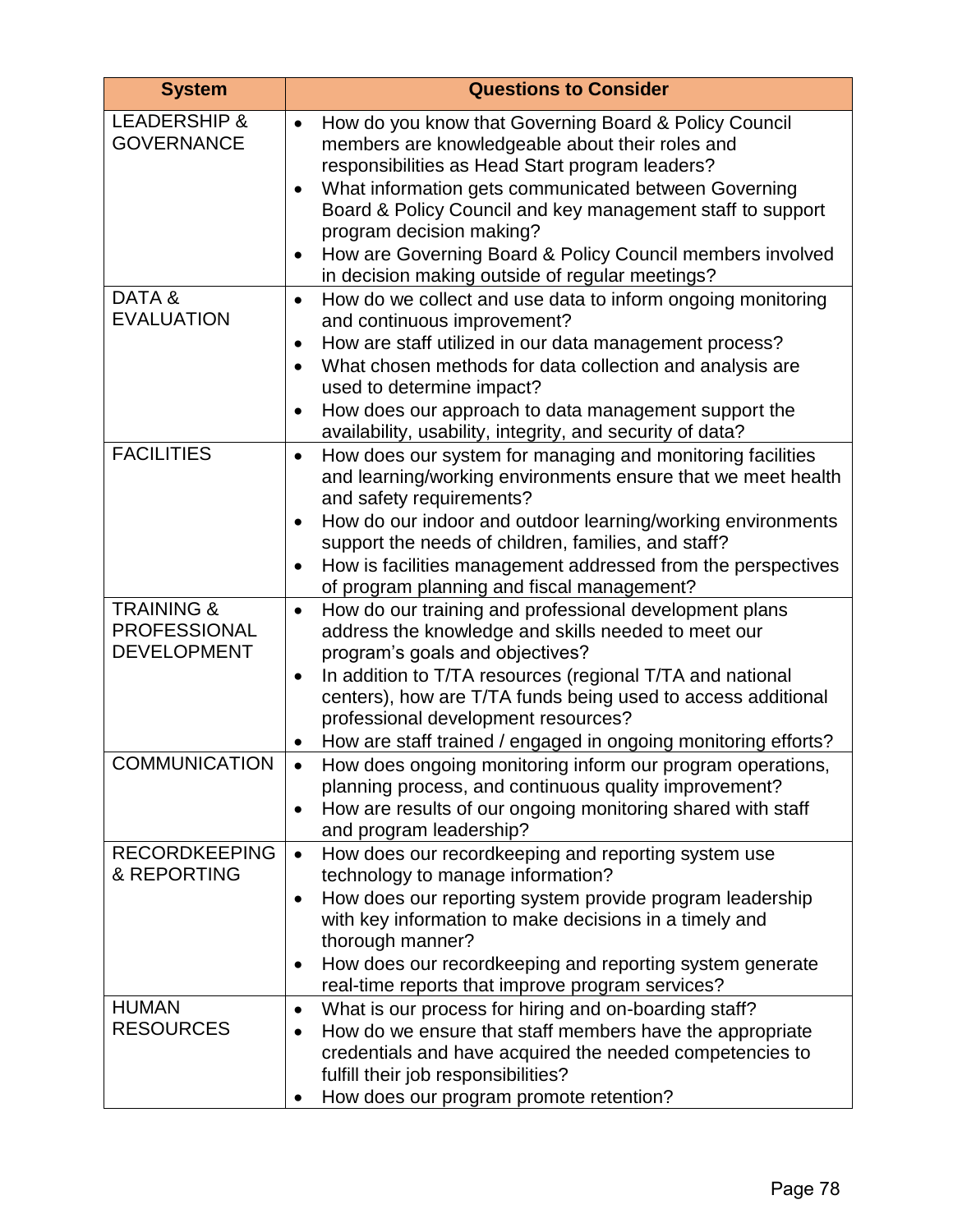| System | Questions to Consider |
| --- | --- |
| LEADERSHIP & GOVERNANCE | • How do you know that Governing Board & Policy Council members are knowledgeable about their roles and responsibilities as Head Start program leaders?<br>• What information gets communicated between Governing Board & Policy Council and key management staff to support program decision making?<br>• How are Governing Board & Policy Council members involved in decision making outside of regular meetings? |
| DATA & EVALUATION | • How do we collect and use data to inform ongoing monitoring and continuous improvement?<br>• How are staff utilized in our data management process?<br>• What chosen methods for data collection and analysis are used to determine impact?<br>• How does our approach to data management support the availability, usability, integrity, and security of data? |
| FACILITIES | • How does our system for managing and monitoring facilities and learning/working environments ensure that we meet health and safety requirements?<br>• How do our indoor and outdoor learning/working environments support the needs of children, families, and staff?<br>• How is facilities management addressed from the perspectives of program planning and fiscal management? |
| TRAINING & PROFESSIONAL DEVELOPMENT | • How do our training and professional development plans address the knowledge and skills needed to meet our program's goals and objectives?<br>• In addition to T/TA resources (regional T/TA and national centers), how are T/TA funds being used to access additional professional development resources?<br>• How are staff trained / engaged in ongoing monitoring efforts? |
| COMMUNICATION | • How does ongoing monitoring inform our program operations, planning process, and continuous quality improvement?<br>• How are results of our ongoing monitoring shared with staff and program leadership? |
| RECORDKEEPING & REPORTING | • How does our recordkeeping and reporting system use technology to manage information?<br>• How does our reporting system provide program leadership with key information to make decisions in a timely and thorough manner?<br>• How does our recordkeeping and reporting system generate real-time reports that improve program services? |
| HUMAN RESOURCES | • What is our process for hiring and on-boarding staff?<br>• How do we ensure that staff members have the appropriate credentials and have acquired the needed competencies to fulfill their job responsibilities?<br>• How does our program promote retention? |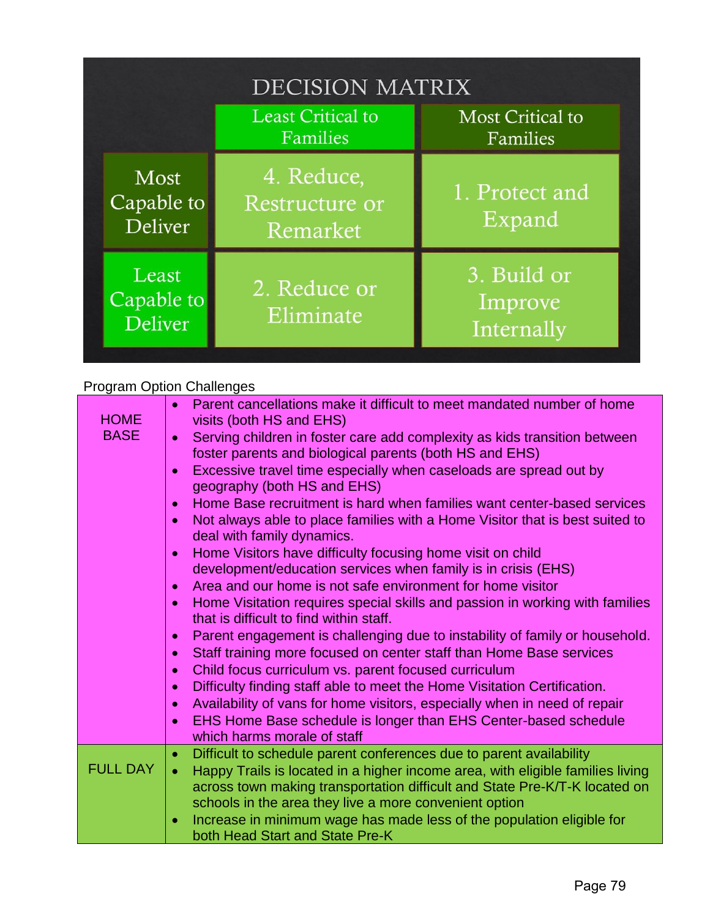## DECISION MATRIX

| | Least Critical to Families | Most Critical to Families |
|---|---|---|
| Most Capable to Deliver | 4. Reduce, Restructure or Remarket | 1. Protect and Expand |
| Least Capable to Deliver | 2. Reduce or Eliminate | 3. Build or Improve Internally |

Program Option Challenges

| | |
|---|---|
| HOME BASE | • Parent cancellations make it difficult to meet mandated number of home visits (both HS and EHS)<br>• Serving children in foster care add complexity as kids transition between foster parents and biological parents (both HS and EHS)<br>• Excessive travel time especially when caseloads are spread out by geography (both HS and EHS)<br>• Home Base recruitment is hard when families want center-based services<br>• Not always able to place families with a Home Visitor that is best suited to deal with family dynamics.<br>• Home Visitors have difficulty focusing home visit on child development/education services when family is in crisis (EHS)<br>• Area and our home is not safe environment for home visitor<br>• Home Visitation requires special skills and passion in working with families that is difficult to find within staff.<br>• Parent engagement is challenging due to instability of family or household.<br>• Staff training more focused on center staff than Home Base services<br>• Child focus curriculum vs. parent focused curriculum<br>• Difficulty finding staff able to meet the Home Visitation Certification.<br>• Availability of vans for home visitors, especially when in need of repair<br>• EHS Home Base schedule is longer than EHS Center-based schedule which harms morale of staff |
| FULL DAY | • Difficult to schedule parent conferences due to parent availability<br>• Happy Trails is located in a higher income area, with eligible families living across town making transportation difficult and State Pre-K/T-K located on schools in the area they live a more convenient option<br>• Increase in minimum wage has made less of the population eligible for both Head Start and State Pre-K |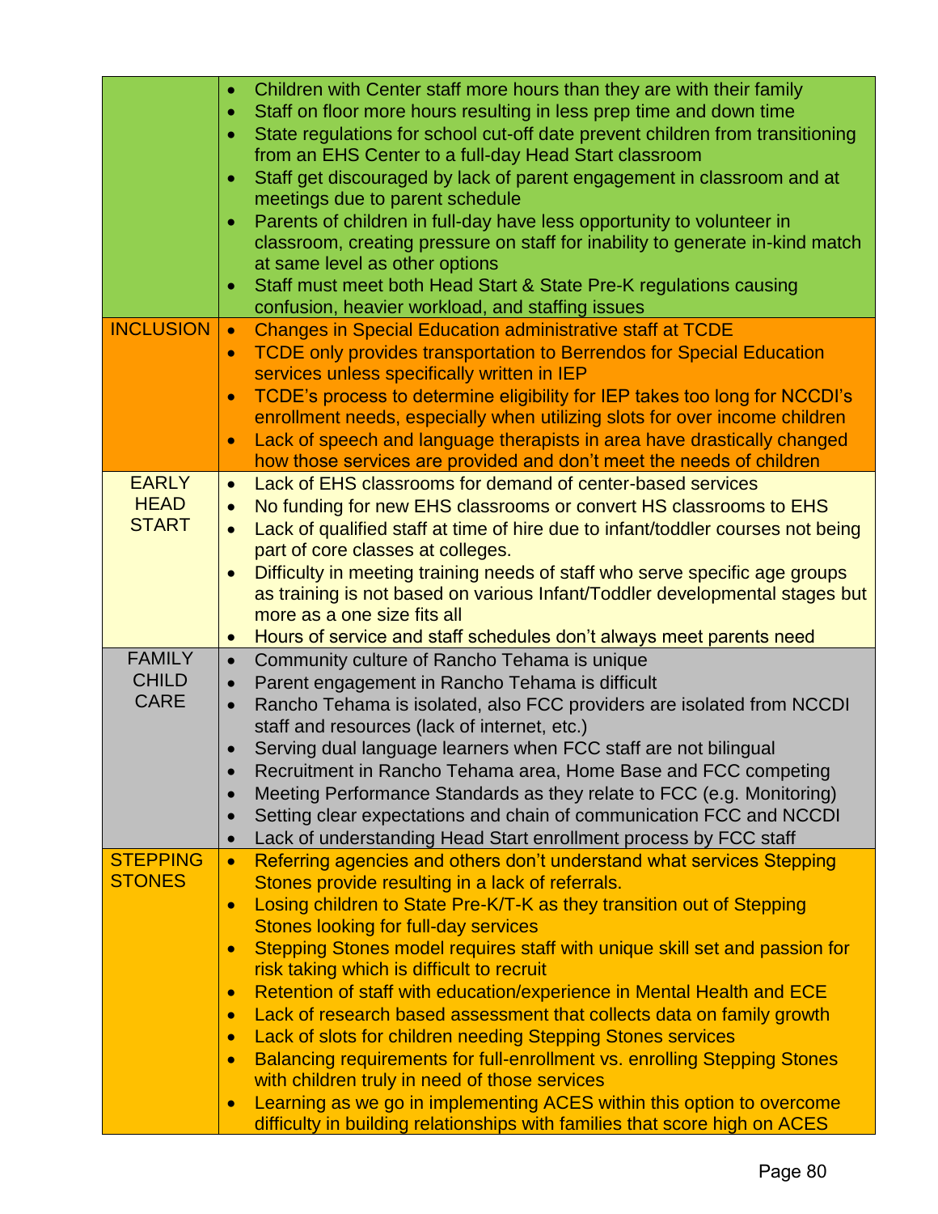| | |
|---|---|
| | • Children with Center staff more hours than they are with their family<br>• Staff on floor more hours resulting in less prep time and down time<br>• State regulations for school cut-off date prevent children from transitioning from an EHS Center to a full-day Head Start classroom<br>• Staff get discouraged by lack of parent engagement in classroom and at meetings due to parent schedule<br>• Parents of children in full-day have less opportunity to volunteer in classroom, creating pressure on staff for inability to generate in-kind match at same level as other options<br>• Staff must meet both Head Start & State Pre-K regulations causing confusion, heavier workload, and staffing issues |
| INCLUSION | • Changes in Special Education administrative staff at TCDE<br>• TCDE only provides transportation to Berrendos for Special Education services unless specifically written in IEP<br>• TCDE's process to determine eligibility for IEP takes too long for NCCDI's enrollment needs, especially when utilizing slots for over income children<br>• Lack of speech and language therapists in area have drastically changed how those services are provided and don't meet the needs of children |
| EARLY HEAD START | • Lack of EHS classrooms for demand of center-based services<br>• No funding for new EHS classrooms or convert HS classrooms to EHS<br>• Lack of qualified staff at time of hire due to infant/toddler courses not being part of core classes at colleges.<br>• Difficulty in meeting training needs of staff who serve specific age groups as training is not based on various Infant/Toddler developmental stages but more as a one size fits all<br>• Hours of service and staff schedules don't always meet parents need |
| FAMILY CHILD CARE | • Community culture of Rancho Tehama is unique<br>• Parent engagement in Rancho Tehama is difficult<br>• Rancho Tehama is isolated, also FCC providers are isolated from NCCDI staff and resources (lack of internet, etc.)<br>• Serving dual language learners when FCC staff are not bilingual<br>• Recruitment in Rancho Tehama area, Home Base and FCC competing<br>• Meeting Performance Standards as they relate to FCC (e.g. Monitoring)<br>• Setting clear expectations and chain of communication FCC and NCCDI<br>• Lack of understanding Head Start enrollment process by FCC staff |
| STEPPING STONES | • Referring agencies and others don't understand what services Stepping Stones provide resulting in a lack of referrals.<br>• Losing children to State Pre-K/T-K as they transition out of Stepping Stones looking for full-day services<br>• Stepping Stones model requires staff with unique skill set and passion for risk taking which is difficult to recruit<br>• Retention of staff with education/experience in Mental Health and ECE<br>• Lack of research based assessment that collects data on family growth<br>• Lack of slots for children needing Stepping Stones services<br>• Balancing requirements for full-enrollment vs. enrolling Stepping Stones with children truly in need of those services<br>• Learning as we go in implementing ACES within this option to overcome difficulty in building relationships with families that score high on ACES |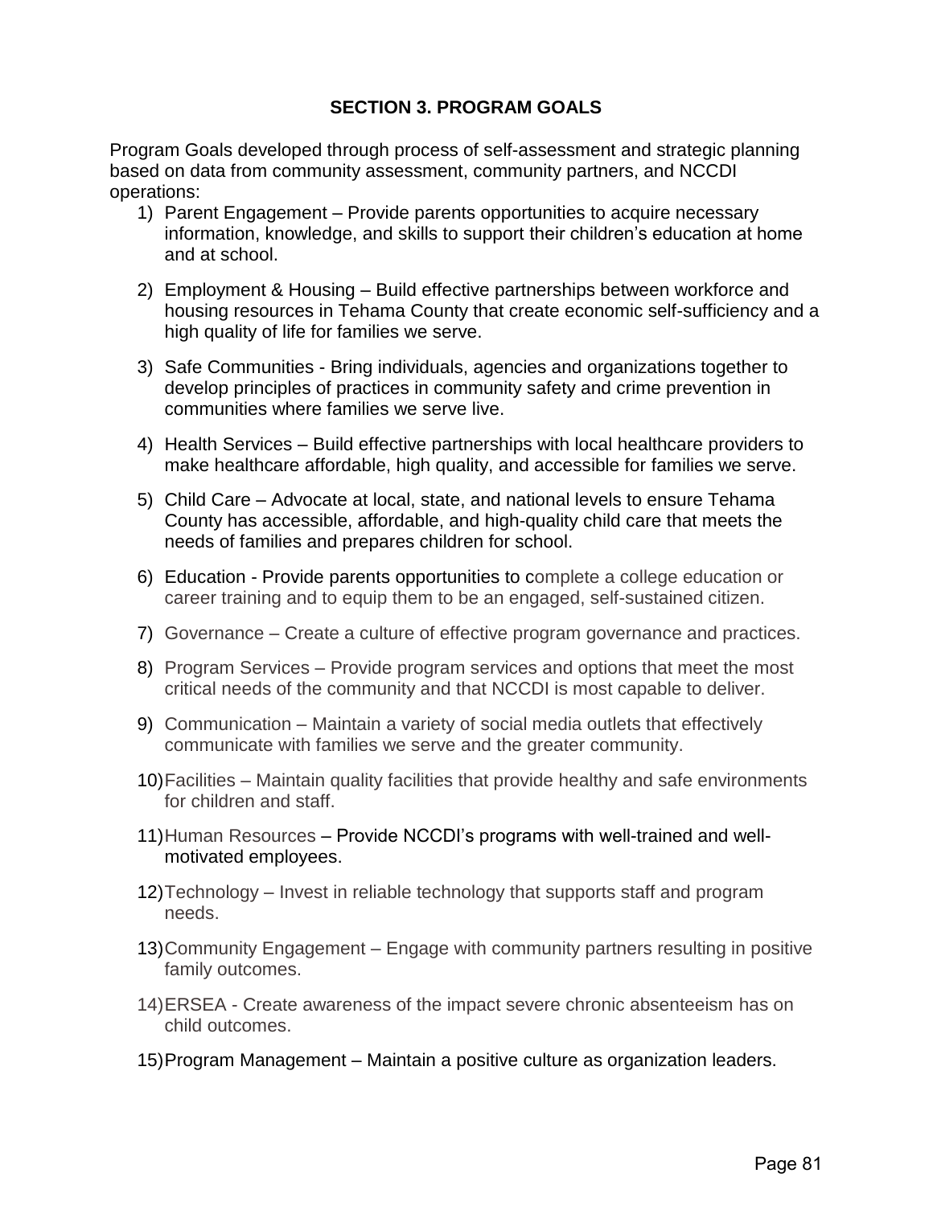## SECTION 3. PROGRAM GOALS

Program Goals developed through process of self-assessment and strategic planning based on data from community assessment, community partners, and NCCDI operations:

1) Parent Engagement – Provide parents opportunities to acquire necessary information, knowledge, and skills to support their children's education at home and at school.

2) Employment & Housing – Build effective partnerships between workforce and housing resources in Tehama County that create economic self-sufficiency and a high quality of life for families we serve.

3) Safe Communities - Bring individuals, agencies and organizations together to develop principles of practices in community safety and crime prevention in communities where families we serve live.

4) Health Services – Build effective partnerships with local healthcare providers to make healthcare affordable, high quality, and accessible for families we serve.

5) Child Care – Advocate at local, state, and national levels to ensure Tehama County has accessible, affordable, and high-quality child care that meets the needs of families and prepares children for school.

6) Education - Provide parents opportunities to complete a college education or career training and to equip them to be an engaged, self-sustained citizen.

7) Governance – Create a culture of effective program governance and practices.

8) Program Services – Provide program services and options that meet the most critical needs of the community and that NCCDI is most capable to deliver.

9) Communication – Maintain a variety of social media outlets that effectively communicate with families we serve and the greater community.

10) Facilities – Maintain quality facilities that provide healthy and safe environments for children and staff.

11) Human Resources – Provide NCCDI's programs with well-trained and well-motivated employees.

12) Technology – Invest in reliable technology that supports staff and program needs.

13) Community Engagement – Engage with community partners resulting in positive family outcomes.

14) ERSEA - Create awareness of the impact severe chronic absenteeism has on child outcomes.

15) Program Management – Maintain a positive culture as organization leaders.